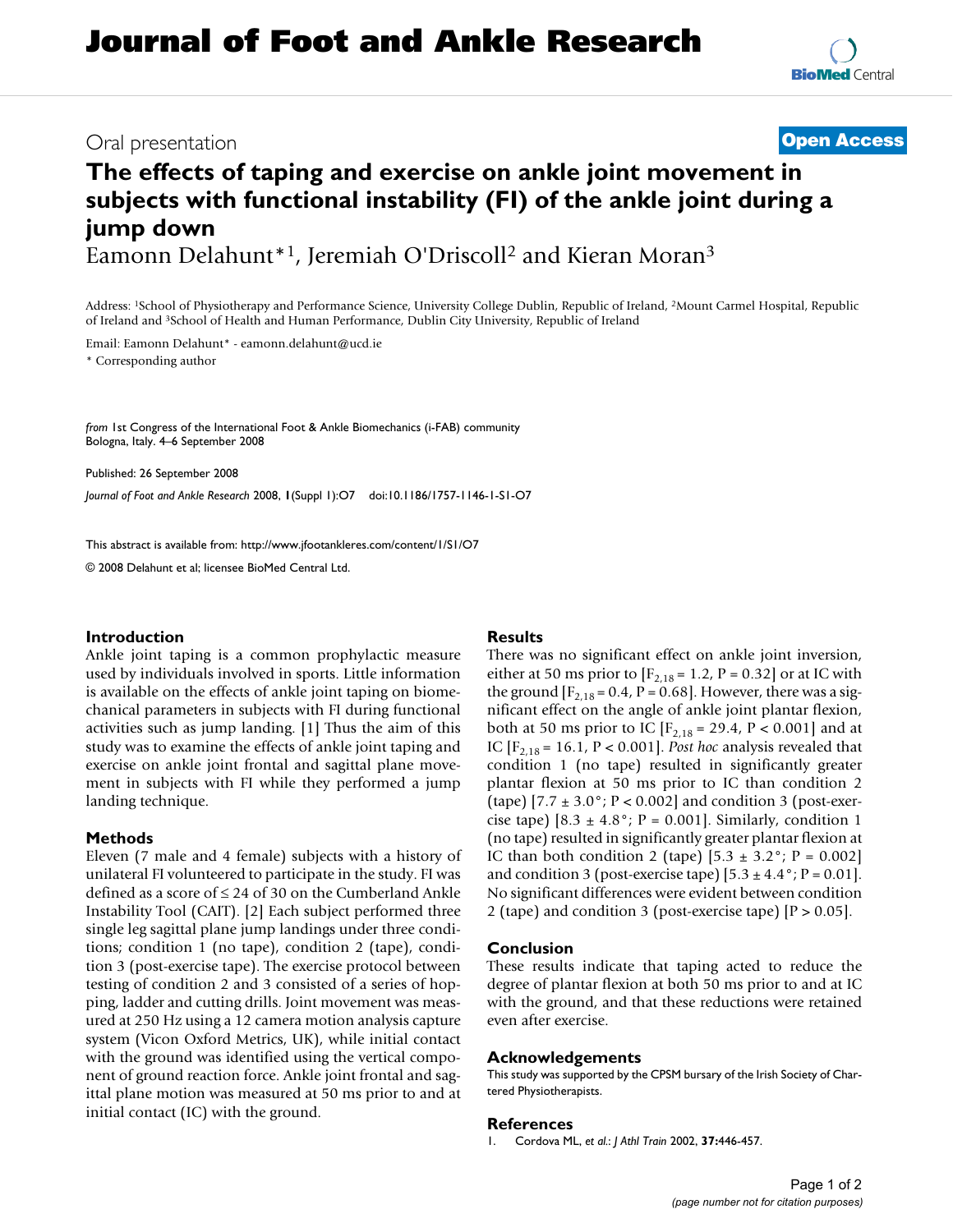# Journal of Foot and Ankle Research

Oral presentation

**Open Access**

## The effects of taping and exercise on ankle joint movement in subjects with functional instability (FI) of the ankle joint during a jump down

Eamonn Delahunt*[1], Jeremiah O'Driscoll[2] and Kieran Moran[3]

Address: [1]School of Physiotherapy and Performance Science, University College Dublin, Republic of Ireland, [2]Mount Carmel Hospital, Republic of Ireland and [3]School of Health and Human Performance, Dublin City University, Republic of Ireland

Email: Eamonn Delahunt* - eamonn.delahunt@ucd.ie

\* Corresponding author

*from* 1st Congress of the International Foot & Ankle Biomechanics (i-FAB) community
Bologna, Italy. 4–6 September 2008

Published: 26 September 2008

*Journal of Foot and Ankle Research* 2008, **1**(Suppl 1):O7 doi:10.1186/1757-1146-1-S1-O7

This abstract is available from: http://www.jfootankleres.com/content/1/S1/O7

© 2008 Delahunt et al; licensee BioMed Central Ltd.

### Introduction

Ankle joint taping is a common prophylactic measure used by individuals involved in sports. Little information is available on the effects of ankle joint taping on biomechanical parameters in subjects with FI during functional activities such as jump landing. [1] Thus the aim of this study was to examine the effects of ankle joint taping and exercise on ankle joint frontal and sagittal plane movement in subjects with FI while they performed a jump landing technique.

### Methods

Eleven (7 male and 4 female) subjects with a history of unilateral FI volunteered to participate in the study. FI was defined as a score of ≤ 24 of 30 on the Cumberland Ankle Instability Tool (CAIT). [2] Each subject performed three single leg sagittal plane jump landings under three conditions; condition 1 (no tape), condition 2 (tape), condition 3 (post-exercise tape). The exercise protocol between testing of condition 2 and 3 consisted of a series of hopping, ladder and cutting drills. Joint movement was measured at 250 Hz using a 12 camera motion analysis capture system (Vicon Oxford Metrics, UK), while initial contact with the ground was identified using the vertical component of ground reaction force. Ankle joint frontal and sagittal plane motion was measured at 50 ms prior to and at initial contact (IC) with the ground.

### Results

There was no significant effect on ankle joint inversion, either at 50 ms prior to [$F_{2,18} = 1.2$, $P = 0.32$] or at IC with the ground [$F_{2,18} = 0.4$, $P = 0.68$]. However, there was a significant effect on the angle of ankle joint plantar flexion, both at 50 ms prior to IC [$F_{2,18} = 29.4$, $P < 0.001$] and at IC [$F_{2,18} = 16.1$, $P < 0.001$]. *Post hoc* analysis revealed that condition 1 (no tape) resulted in significantly greater plantar flexion at 50 ms prior to IC than condition 2 (tape) [7.7 ± 3.0°; $P < 0.002$] and condition 3 (post-exercise tape) [8.3 ± 4.8°; $P = 0.001$]. Similarly, condition 1 (no tape) resulted in significantly greater plantar flexion at IC than both condition 2 (tape) [5.3 ± 3.2°; $P = 0.002$] and condition 3 (post-exercise tape) [5.3 ± 4.4°; $P = 0.01$]. No significant differences were evident between condition 2 (tape) and condition 3 (post-exercise tape) [$P > 0.05$].

### Conclusion

These results indicate that taping acted to reduce the degree of plantar flexion at both 50 ms prior to and at IC with the ground, and that these reductions were retained even after exercise.

### Acknowledgements

This study was supported by the CPSM bursary of the Irish Society of Chartered Physiotherapists.

### References

1. Cordova ML, *et al.*: *J Athl Train* 2002, **37:**446-457.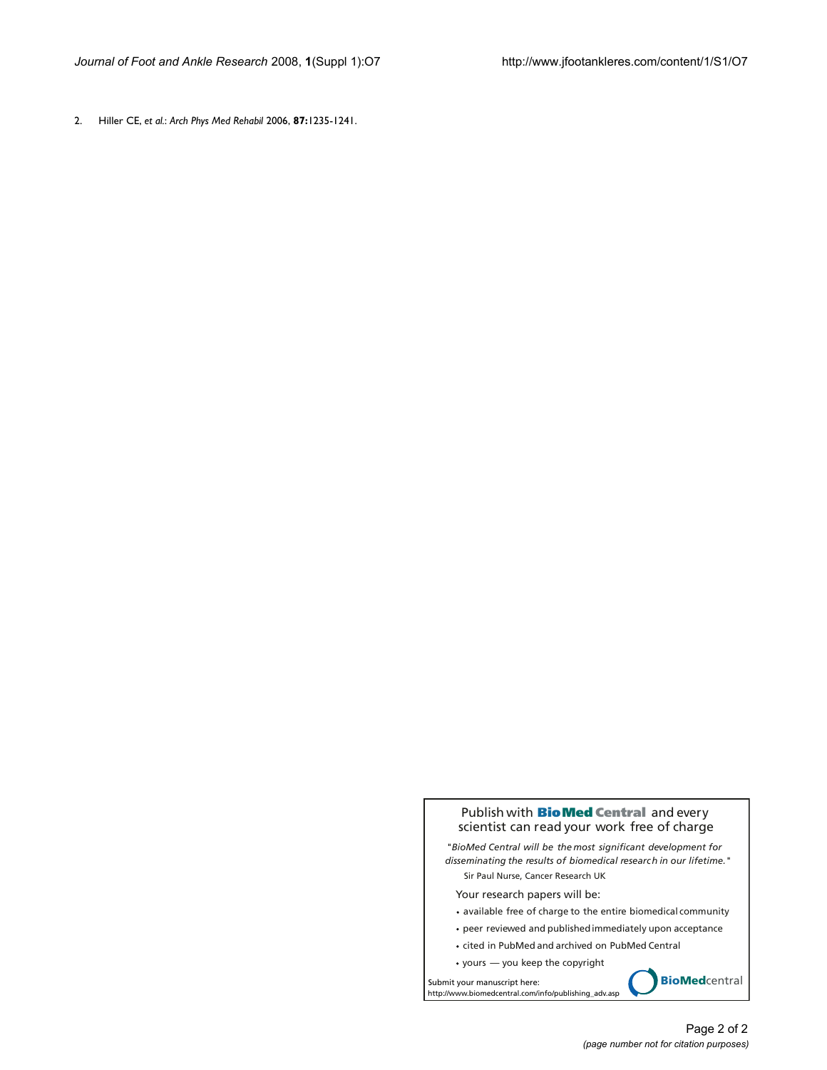2. Hiller CE, *et al.*: *Arch Phys Med Rehabil* 2006, **87:**1235-1241.

Publish with **BioMed Central** and every scientist can read your work free of charge

*"BioMed Central will be the most significant development for disseminating the results of biomedical research in our lifetime."*

Sir Paul Nurse, Cancer Research UK

Your research papers will be:

- available free of charge to the entire biomedical community
- peer reviewed and published immediately upon acceptance
- cited in PubMed and archived on PubMed Central
- yours — you keep the copyright

Submit your manuscript here:
http://www.biomedcentral.com/info/publishing_adv.asp

**BioMed**central